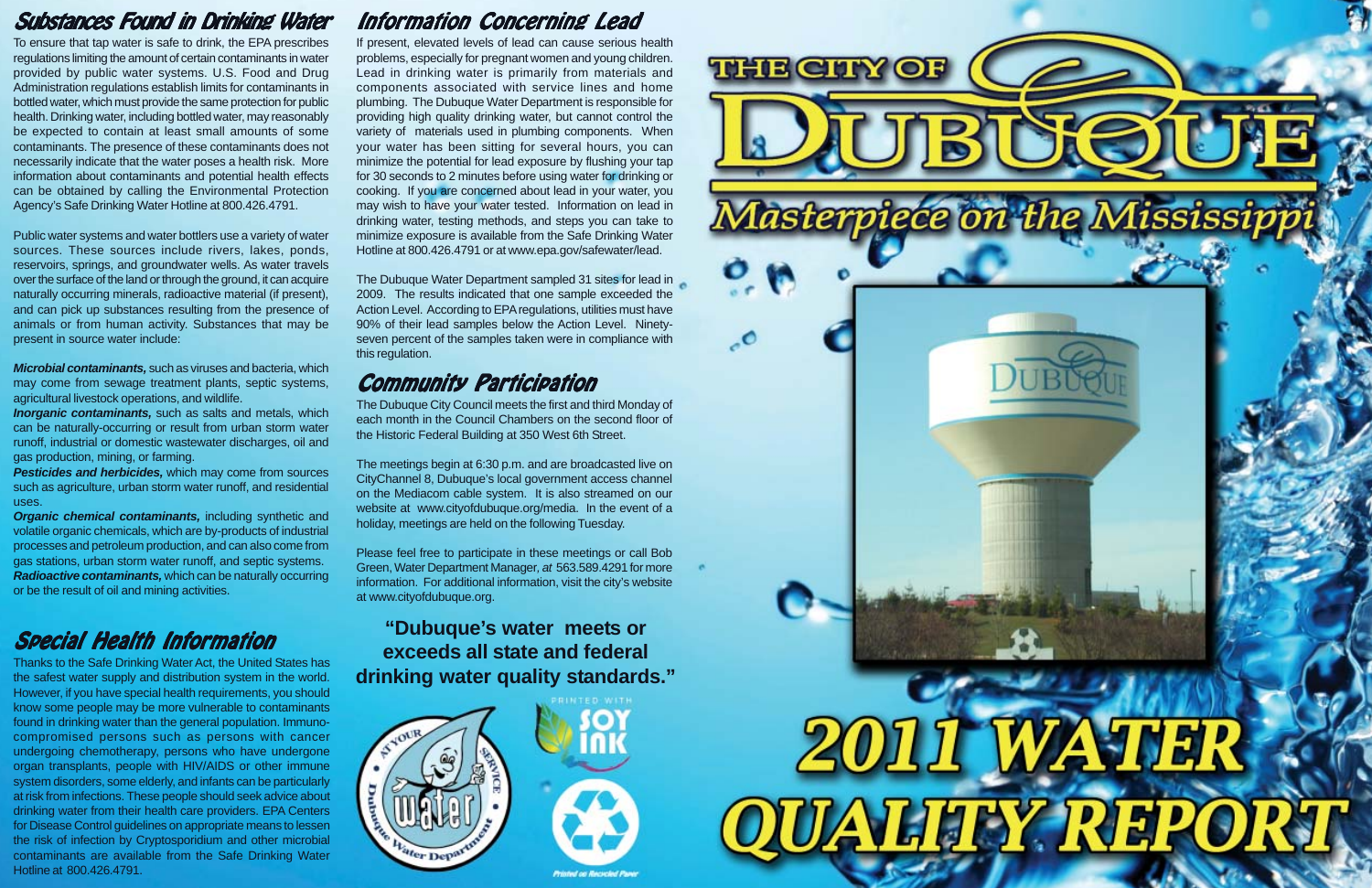## Substances Found in Drinking Water

To ensure that tap water is safe to drink, the EPA prescribes regulations limiting the amount of certain contaminants in water provided by public water systems. U.S. Food and Drug Administration regulations establish limits for contaminants in bottled water, which must provide the same protection for public health. Drinking water, including bottled water, may reasonably be expected to contain at least small amounts of some contaminants. The presence of these contaminants does not necessarily indicate that the water poses a health risk. More information about contaminants and potential health effects can be obtained by calling the Environmental Protection Agency's Safe Drinking Water Hotline at 800.426.4791.

Public water systems and water bottlers use a variety of water sources. These sources include rivers, lakes, ponds, reservoirs, springs, and groundwater wells. As water travels over the surface of the land or through the ground, it can acquire naturally occurring minerals, radioactive material (if present), and can pick up substances resulting from the presence of animals or from human activity. Substances that may be present in source water include:

***Microbial contaminants,*** such as viruses and bacteria, which may come from sewage treatment plants, septic systems, agricultural livestock operations, and wildlife.

***Inorganic contaminants,*** such as salts and metals, which can be naturally-occurring or result from urban storm water runoff, industrial or domestic wastewater discharges, oil and gas production, mining, or farming.

***Pesticides and herbicides,*** which may come from sources such as agriculture, urban storm water runoff, and residential uses.

***Organic chemical contaminants,*** including synthetic and volatile organic chemicals, which are by-products of industrial processes and petroleum production, and can also come from gas stations, urban storm water runoff, and septic systems.

***Radioactive contaminants,*** which can be naturally occurring or be the result of oil and mining activities.

## Special Health Information

Thanks to the Safe Drinking Water Act, the United States has the safest water supply and distribution system in the world. However, if you have special health requirements, you should know some people may be more vulnerable to contaminants found in drinking water than the general population. Immuno-compromised persons such as persons with cancer undergoing chemotherapy, persons who have undergone organ transplants, people with HIV/AIDS or other immune system disorders, some elderly, and infants can be particularly at risk from infections. These people should seek advice about drinking water from their health care providers. EPA Centers for Disease Control guidelines on appropriate means to lessen the risk of infection by Cryptosporidium and other microbial contaminants are available from the Safe Drinking Water Hotline at 800.426.4791.

## Information Concerning Lead

If present, elevated levels of lead can cause serious health problems, especially for pregnant women and young children. Lead in drinking water is primarily from materials and components associated with service lines and home plumbing. The Dubuque Water Department is responsible for providing high quality drinking water, but cannot control the variety of materials used in plumbing components. When your water has been sitting for several hours, you can minimize the potential for lead exposure by flushing your tap for 30 seconds to 2 minutes before using water for drinking or cooking. If you are concerned about lead in your water, you may wish to have your water tested. Information on lead in drinking water, testing methods, and steps you can take to minimize exposure is available from the Safe Drinking Water Hotline at 800.426.4791 or at www.epa.gov/safewater/lead.

The Dubuque Water Department sampled 31 sites for lead in 2009. The results indicated that one sample exceeded the Action Level. According to EPA regulations, utilities must have 90% of their lead samples below the Action Level. Ninety-seven percent of the samples taken were in compliance with this regulation.

## Community Participation

The Dubuque City Council meets the first and third Monday of each month in the Council Chambers on the second floor of the Historic Federal Building at 350 West 6th Street.

The meetings begin at 6:30 p.m. and are broadcasted live on CityChannel 8, Dubuque's local government access channel on the Mediacom cable system. It is also streamed on our website at www.cityofdubuque.org/media. In the event of a holiday, meetings are held on the following Tuesday.

Please feel free to participate in these meetings or call Bob Green, Water Department Manager, *at* 563.589.4291 for more information. For additional information, visit the city's website at www.cityofdubuque.org.

**"Dubuque's water meets or exceeds all state and federal drinking water quality standards."**

At Your Service • Dubuque Water Department

Printed with Soy Ink

Printed on Recycled Paper

# THE CITY OF DUBUQUE

*Masterpiece on the Mississippi*

# 2011 WATER QUALITY REPORT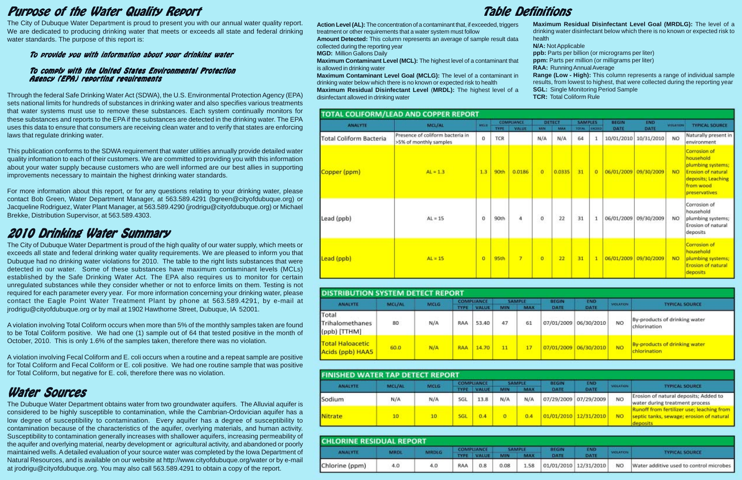# Purpose of the Water Quality Report

The City of Dubuque Water Department is proud to present you with our annual water quality report. We are dedicated to producing drinking water that meets or exceeds all state and federal drinking water standards. The purpose of this report is:

*To provide you with information about your drinking water*

*To comply with the United States Environmental Protection Agency (EPA) reporting requirements*

Through the federal Safe Drinking Water Act (SDWA), the U.S. Environmental Protection Agency (EPA) sets national limits for hundreds of substances in drinking water and also specifies various treatments that water systems must use to remove these substances. Each system continually monitors for these substances and reports to the EPA if the substances are detected in the drinking water. The EPA uses this data to ensure that consumers are receiving clean water and to verify that states are enforcing laws that regulate drinking water.

This publication conforms to the SDWA requirement that water utilities annually provide detailed water quality information to each of their customers. We are committed to providing you with this information about your water supply because customers who are well informed are our best allies in supporting improvements necessary to maintain the highest drinking water standards.

For more information about this report, or for any questions relating to your drinking water, please contact Bob Green, Water Department Manager, at 563.589.4291 (bgreen@cityofdubuque.org) or Jacqueline Rodriguez, Water Plant Manager, at 563.589.4290 (jrodrigu@cityofdubuque.org) or Michael Brekke, Distribution Supervisor, at 563.589.4303.

# 2010 Drinking Water Summary

The City of Dubuque Water Department is proud of the high quality of our water supply, which meets or exceeds all state and federal drinking water quality requirements. We are pleased to inform you that Dubuque had no drinking water violations for 2010. The table to the right lists substances that were detected in our water. Some of these substances have maximum contaminant levels (MCLs) established by the Safe Drinking Water Act. The EPA also requires us to monitor for certain unregulated substances while they consider whether or not to enforce limits on them. Testing is not required for each parameter every year. For more information concerning your drinking water, please contact the Eagle Point Water Treatment Plant by phone at 563.589.4291, by e-mail at jrodrigu@cityofdubuque.org or by mail at 1902 Hawthorne Street, Dubuque, IA 52001.

A violation involving Total Coliform occurs when more than 5% of the monthly samples taken are found to be Total Coliform positive. We had one (1) sample out of 64 that tested positive in the month of October, 2010. This is only 1.6% of the samples taken, therefore there was no violation.

A violation involving Fecal Coliform and E. coli occurs when a routine and a repeat sample are positive for Total Coliform and Fecal Coliform or E. coli positive. We had one routine sample that was positive for Total Coliform, but negative for E. coli, therefore there was no violation.

# Water Sources

The Dubuque Water Department obtains water from two groundwater aquifers. The Alluvial aquifer is considered to be highly susceptible to contamination, while the Cambrian-Ordovician aquifer has a low degree of susceptibility to contamination. Every aquifer has a degree of susceptibility to contamination because of the characteristics of the aquifer, overlying materials, and human activity. Susceptibility to contamination generally increases with shallower aquifers, increasing permeability of the aquifer and overlying material, nearby development or agricultural activity, and abandoned or poorly maintained wells. A detailed evaluation of your source water was completed by the Iowa Department of Natural Resources, and is available on our website at http://www.cityofdubuque.org/water or by e-mail at jrodrigu@cityofdubuque.org. You may also call 563.589.4291 to obtain a copy of the report.

# Table Definitions

**Action Level (AL):** The concentration of a contaminant that, if exceeded, triggers treatment or other requirements that a water system must follow

**Amount Detected:** This column represents an average of sample result data collected during the reporting year

**MGD:** Million Gallons Daily

**Maximum Contaminant Level (MCL):** The highest level of a contaminant that is allowed in drinking water

**Maximum Contaminant Level Goal (MCLG):** The level of a contaminant in drinking water below which there is no known or expected risk to health

**Maximum Residual Disinfectant Level (MRDL):** The highest level of a disinfectant allowed in drinking water

**Maximum Residual Disinfectant Level Goal (MRDLG):** The level of a drinking water disinfectant below which there is no known or expected risk to health

**N/A:** Not Applicable

**ppb:** Parts per billion (or micrograms per liter)

**ppm:** Parts per million (or milligrams per liter)

**RAA:** Running Annual Average

**Range (Low - High):** This column represents a range of individual sample results, from lowest to highest, that were collected during the reporting year

**SGL:** Single Monitoring Period Sample

**TCR:** Total Coliform Rule

## TOTAL COLIFORM/LEAD AND COPPER REPORT

| ANALYTE | MCL/AL | MCLG | COMPLIANCE | | DETECT | | SAMPLES | | BEGIN DATE | END DATE | VIOLATION | TYPICAL SOURCE |
|---|---|---|---|---|---|---|---|---|---|---|---|---|
| | | | TYPE | VALUE | MIN | MAX | TOTAL | EXCEED | | | | |
| Total Coliform Bacteria | Presence of coliform bacteria in >5% of monthly samples | 0 | TCR | | N/A | N/A | 64 | 1 | 10/01/2010 | 10/31/2010 | NO | Naturally present in environment |
| Copper (ppm) | AL = 1.3 | 1.3 | 90th | 0.0186 | 0 | 0.0335 | 31 | 0 | 06/01/2009 | 09/30/2009 | NO | Corrosion of household plumbing systems; Erosion of natural deposits; Leaching from wood preservatives |
| Lead (ppb) | AL = 15 | 0 | 90th | 4 | 0 | 22 | 31 | 1 | 06/01/2009 | 09/30/2009 | NO | Corrosion of household plumbing systems; Erosion of natural deposits |
| Lead (ppb) | AL = 15 | 0 | 95th | 7 | 0 | 22 | 31 | 1 | 06/01/2009 | 09/30/2009 | NO | Corrosion of household plumbing systems; Erosion of natural deposits |

## DISTRIBUTION SYSTEM DETECT REPORT

| ANALYTE | MCL/AL | MCLG | COMPLIANCE | | SAMPLE | | BEGIN DATE | END DATE | VIOLATION | TYPICAL SOURCE |
|---|---|---|---|---|---|---|---|---|---|---|
| | | | TYPE | VALUE | MIN | MAX | | | | |
| Total Trihalomethanes (ppb) [TTHM] | 80 | N/A | RAA | 53.40 | 47 | 61 | 07/01/2009 | 06/30/2010 | NO | By-products of drinking water chlorination |
| Total Haloacetic Acids (ppb) HAA5 | 60.0 | N/A | RAA | 14.70 | 11 | 17 | 07/01/2009 | 06/30/2010 | NO | By-products of drinking water chlorination |

## FINISHED WATER TAP DETECT REPORT

| ANALYTE | MCL/AL | MCLG | COMPLIANCE | | SAMPLE | | BEGIN DATE | END DATE | VIOLATION | TYPICAL SOURCE |
|---|---|---|---|---|---|---|---|---|---|---|
| | | | TYPE | VALUE | MIN | MAX | | | | |
| Sodium | N/A | N/A | SGL | 13.8 | N/A | N/A | 07/29/2009 | 07/29/2009 | NO | Erosion of natural deposits; Added to water during treatment process |
| Nitrate | 10 | 10 | SGL | 0.4 | 0 | 0.4 | 01/01/2010 | 12/31/2010 | NO | Runoff from fertilizer use; leaching from septic tanks, sewage; erosion of natural deposits |

## CHLORINE RESIDUAL REPORT

| ANALYTE | MRDL | MRDLG | COMPLIANCE | | SAMPLE | | BEGIN DATE | END DATE | VIOLATION | TYPICAL SOURCE |
|---|---|---|---|---|---|---|---|---|---|---|
| | | | TYPE | VALUE | MIN | MAX | | | | |
| Chlorine (ppm) | 4.0 | 4.0 | RAA | 0.8 | 0.08 | 1.58 | 01/01/2010 | 12/31/2010 | NO | Water additive used to control microbes |